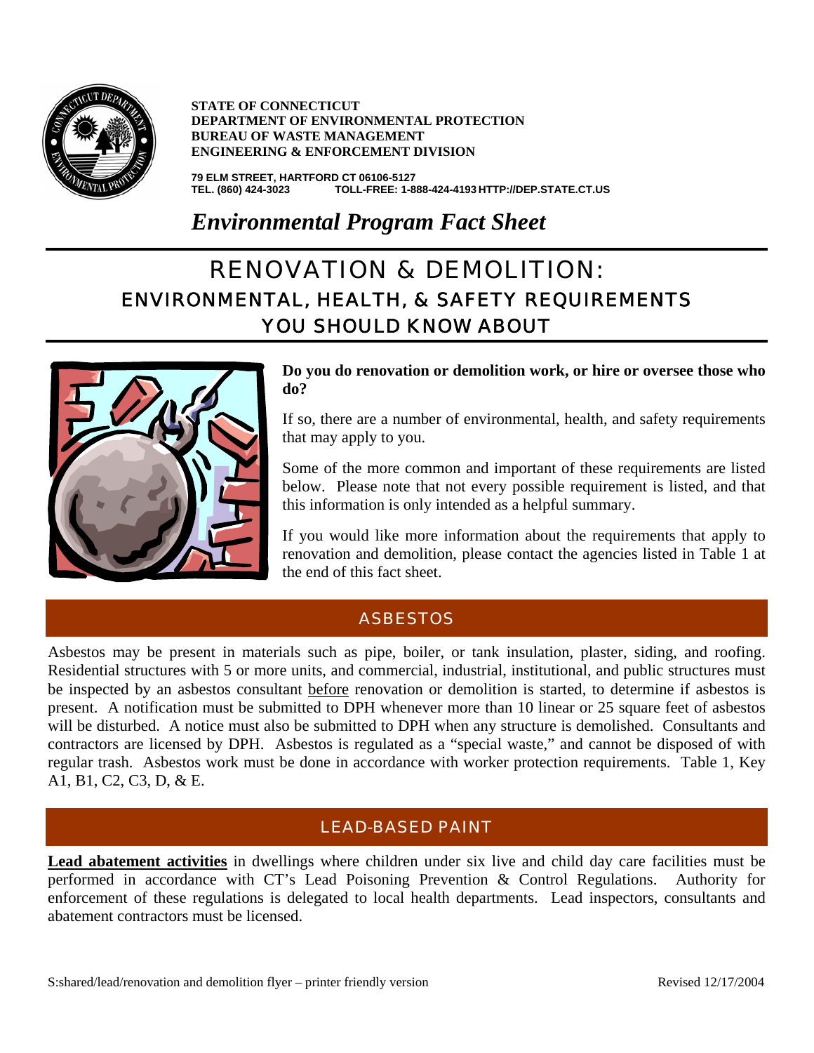**STATE OF CONNECTICUT**
**DEPARTMENT OF ENVIRONMENTAL PROTECTION**
**BUREAU OF WASTE MANAGEMENT**
**ENGINEERING & ENFORCEMENT DIVISION**

**79 ELM STREET, HARTFORD CT 06106-5127**
**TEL. (860) 424-3023 TOLL-FREE: 1-888-424-4193 HTTP://DEP.STATE.CT.US**

***Environmental Program Fact Sheet***

# RENOVATION & DEMOLITION: ENVIRONMENTAL, HEALTH, & SAFETY REQUIREMENTS YOU SHOULD KNOW ABOUT

**Do you do renovation or demolition work, or hire or oversee those who do?**

If so, there are a number of environmental, health, and safety requirements that may apply to you.

Some of the more common and important of these requirements are listed below. Please note that not every possible requirement is listed, and that this information is only intended as a helpful summary.

If you would like more information about the requirements that apply to renovation and demolition, please contact the agencies listed in Table 1 at the end of this fact sheet.

## ASBESTOS

Asbestos may be present in materials such as pipe, boiler, or tank insulation, plaster, siding, and roofing. Residential structures with 5 or more units, and commercial, industrial, institutional, and public structures must be inspected by an asbestos consultant before renovation or demolition is started, to determine if asbestos is present. A notification must be submitted to DPH whenever more than 10 linear or 25 square feet of asbestos will be disturbed. A notice must also be submitted to DPH when any structure is demolished. Consultants and contractors are licensed by DPH. Asbestos is regulated as a "special waste," and cannot be disposed of with regular trash. Asbestos work must be done in accordance with worker protection requirements. Table 1, Key A1, B1, C2, C3, D, & E.

## LEAD-BASED PAINT

**Lead abatement activities** in dwellings where children under six live and child day care facilities must be performed in accordance with CT's Lead Poisoning Prevention & Control Regulations. Authority for enforcement of these regulations is delegated to local health departments. Lead inspectors, consultants and abatement contractors must be licensed.

S:shared/lead/renovation and demolition flyer – printer friendly version Revised 12/17/2004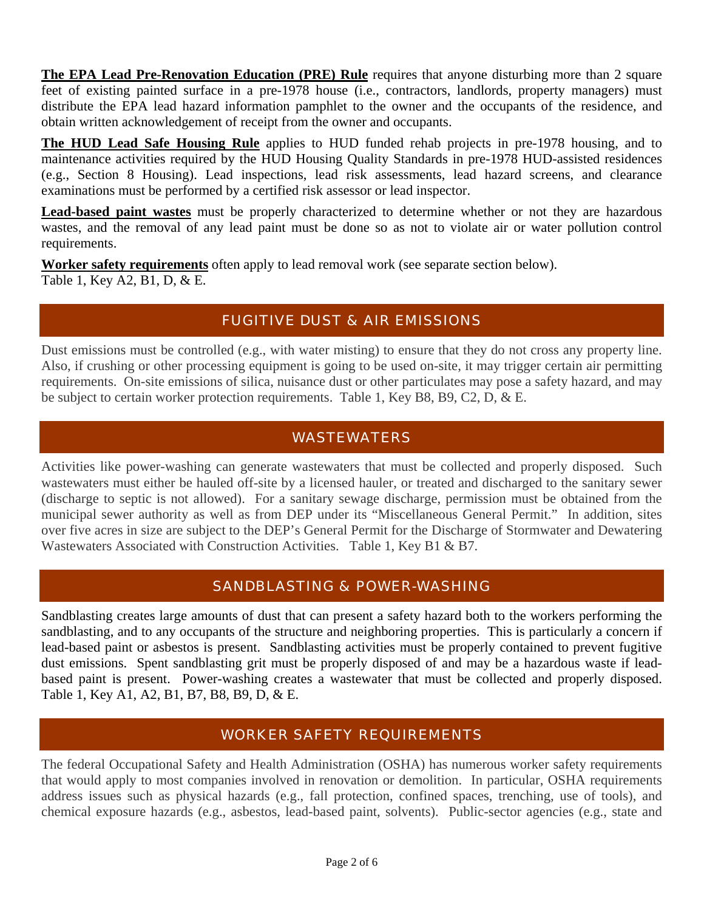**The EPA Lead Pre-Renovation Education (PRE) Rule** requires that anyone disturbing more than 2 square feet of existing painted surface in a pre-1978 house (i.e., contractors, landlords, property managers) must distribute the EPA lead hazard information pamphlet to the owner and the occupants of the residence, and obtain written acknowledgement of receipt from the owner and occupants.

**The HUD Lead Safe Housing Rule** applies to HUD funded rehab projects in pre-1978 housing, and to maintenance activities required by the HUD Housing Quality Standards in pre-1978 HUD-assisted residences (e.g., Section 8 Housing). Lead inspections, lead risk assessments, lead hazard screens, and clearance examinations must be performed by a certified risk assessor or lead inspector.

**Lead-based paint wastes** must be properly characterized to determine whether or not they are hazardous wastes, and the removal of any lead paint must be done so as not to violate air or water pollution control requirements.

**Worker safety requirements** often apply to lead removal work (see separate section below).
Table 1, Key A2, B1, D, & E.

## FUGITIVE DUST & AIR EMISSIONS

Dust emissions must be controlled (e.g., with water misting) to ensure that they do not cross any property line. Also, if crushing or other processing equipment is going to be used on-site, it may trigger certain air permitting requirements. On-site emissions of silica, nuisance dust or other particulates may pose a safety hazard, and may be subject to certain worker protection requirements. Table 1, Key B8, B9, C2, D, & E.

## WASTEWATERS

Activities like power-washing can generate wastewaters that must be collected and properly disposed. Such wastewaters must either be hauled off-site by a licensed hauler, or treated and discharged to the sanitary sewer (discharge to septic is not allowed). For a sanitary sewage discharge, permission must be obtained from the municipal sewer authority as well as from DEP under its "Miscellaneous General Permit." In addition, sites over five acres in size are subject to the DEP's General Permit for the Discharge of Stormwater and Dewatering Wastewaters Associated with Construction Activities. Table 1, Key B1 & B7.

## SANDBLASTING & POWER-WASHING

Sandblasting creates large amounts of dust that can present a safety hazard both to the workers performing the sandblasting, and to any occupants of the structure and neighboring properties. This is particularly a concern if lead-based paint or asbestos is present. Sandblasting activities must be properly contained to prevent fugitive dust emissions. Spent sandblasting grit must be properly disposed of and may be a hazardous waste if lead-based paint is present. Power-washing creates a wastewater that must be collected and properly disposed. Table 1, Key A1, A2, B1, B7, B8, B9, D, & E.

## WORKER SAFETY REQUIREMENTS

The federal Occupational Safety and Health Administration (OSHA) has numerous worker safety requirements that would apply to most companies involved in renovation or demolition. In particular, OSHA requirements address issues such as physical hazards (e.g., fall protection, confined spaces, trenching, use of tools), and chemical exposure hazards (e.g., asbestos, lead-based paint, solvents). Public-sector agencies (e.g., state and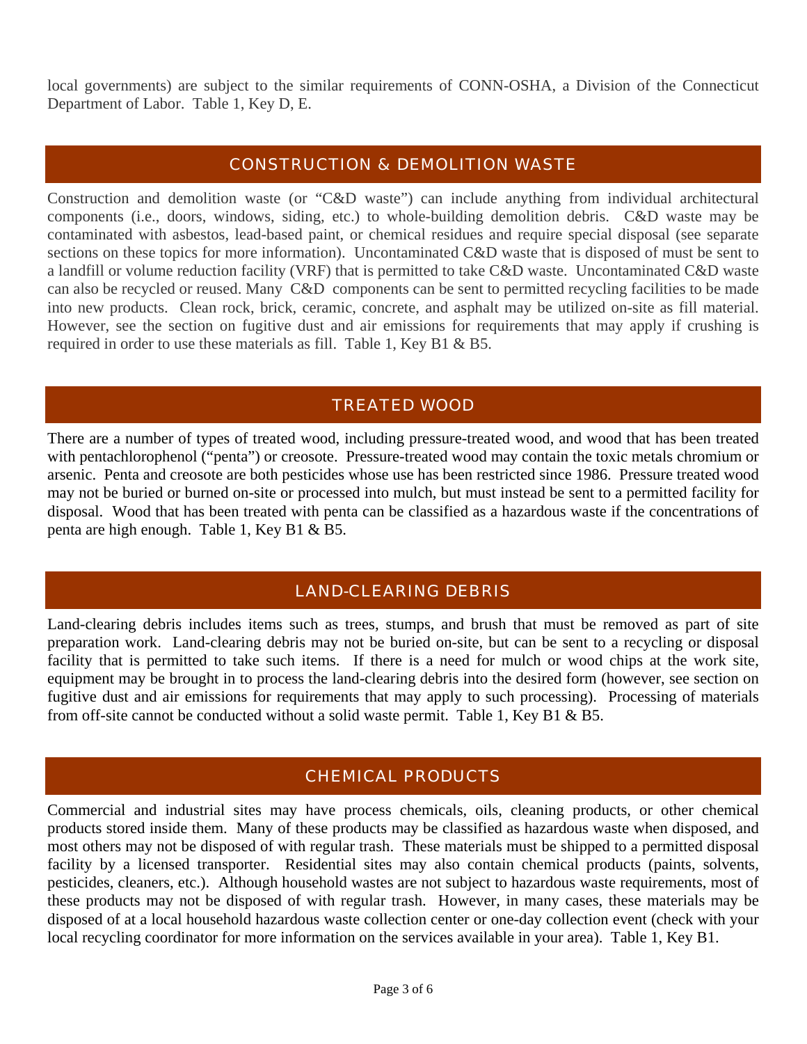local governments) are subject to the similar requirements of CONN-OSHA, a Division of the Connecticut Department of Labor. Table 1, Key D, E.

## CONSTRUCTION & DEMOLITION WASTE

Construction and demolition waste (or "C&D waste") can include anything from individual architectural components (i.e., doors, windows, siding, etc.) to whole-building demolition debris. C&D waste may be contaminated with asbestos, lead-based paint, or chemical residues and require special disposal (see separate sections on these topics for more information). Uncontaminated C&D waste that is disposed of must be sent to a landfill or volume reduction facility (VRF) that is permitted to take C&D waste. Uncontaminated C&D waste can also be recycled or reused. Many C&D components can be sent to permitted recycling facilities to be made into new products. Clean rock, brick, ceramic, concrete, and asphalt may be utilized on-site as fill material. However, see the section on fugitive dust and air emissions for requirements that may apply if crushing is required in order to use these materials as fill. Table 1, Key B1 & B5.

## TREATED WOOD

There are a number of types of treated wood, including pressure-treated wood, and wood that has been treated with pentachlorophenol ("penta") or creosote. Pressure-treated wood may contain the toxic metals chromium or arsenic. Penta and creosote are both pesticides whose use has been restricted since 1986. Pressure treated wood may not be buried or burned on-site or processed into mulch, but must instead be sent to a permitted facility for disposal. Wood that has been treated with penta can be classified as a hazardous waste if the concentrations of penta are high enough. Table 1, Key B1 & B5.

## LAND-CLEARING DEBRIS

Land-clearing debris includes items such as trees, stumps, and brush that must be removed as part of site preparation work. Land-clearing debris may not be buried on-site, but can be sent to a recycling or disposal facility that is permitted to take such items. If there is a need for mulch or wood chips at the work site, equipment may be brought in to process the land-clearing debris into the desired form (however, see section on fugitive dust and air emissions for requirements that may apply to such processing). Processing of materials from off-site cannot be conducted without a solid waste permit. Table 1, Key B1 & B5.

## CHEMICAL PRODUCTS

Commercial and industrial sites may have process chemicals, oils, cleaning products, or other chemical products stored inside them. Many of these products may be classified as hazardous waste when disposed, and most others may not be disposed of with regular trash. These materials must be shipped to a permitted disposal facility by a licensed transporter. Residential sites may also contain chemical products (paints, solvents, pesticides, cleaners, etc.). Although household wastes are not subject to hazardous waste requirements, most of these products may not be disposed of with regular trash. However, in many cases, these materials may be disposed of at a local household hazardous waste collection center or one-day collection event (check with your local recycling coordinator for more information on the services available in your area). Table 1, Key B1.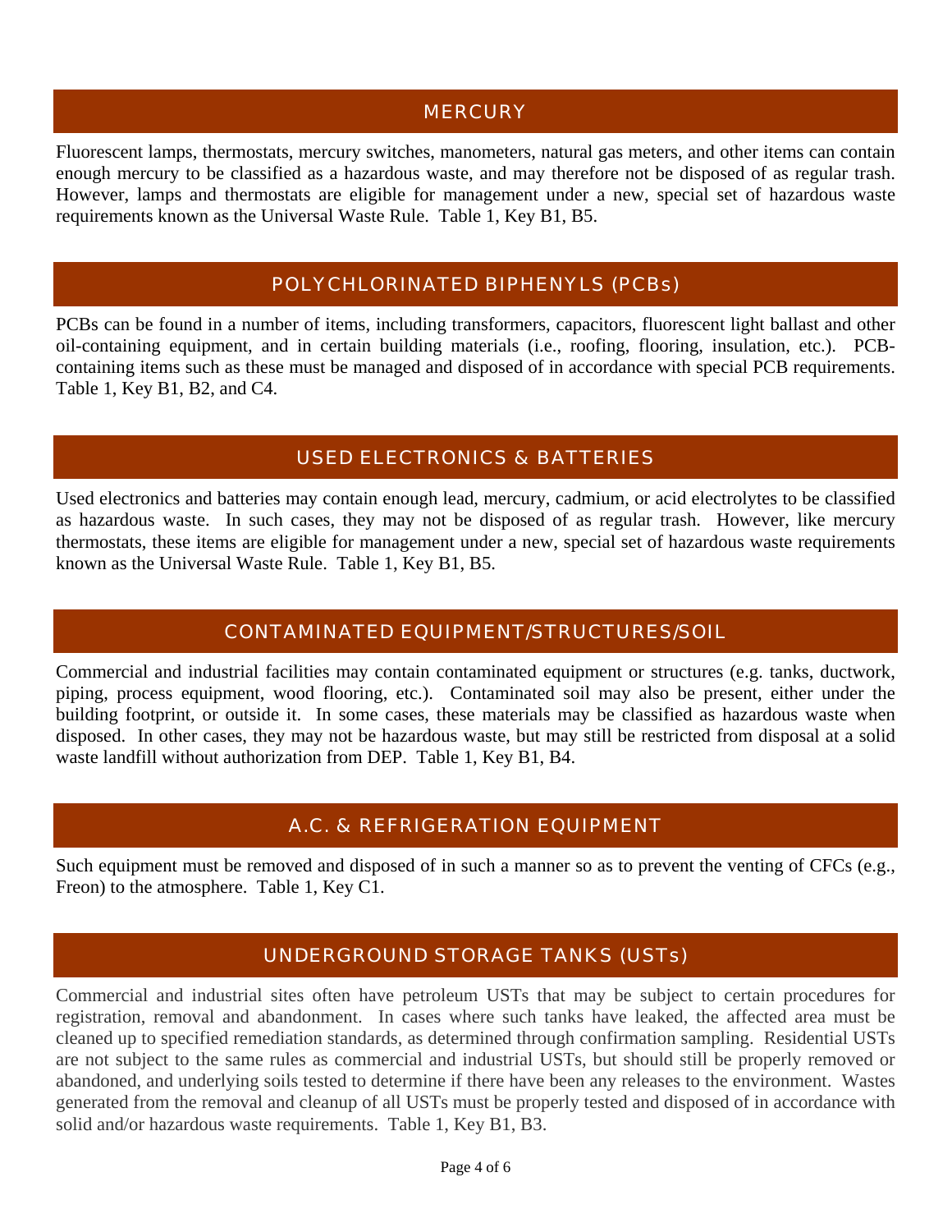## MERCURY

Fluorescent lamps, thermostats, mercury switches, manometers, natural gas meters, and other items can contain enough mercury to be classified as a hazardous waste, and may therefore not be disposed of as regular trash. However, lamps and thermostats are eligible for management under a new, special set of hazardous waste requirements known as the Universal Waste Rule. Table 1, Key B1, B5.

## POLYCHLORINATED BIPHENYLS (PCBs)

PCBs can be found in a number of items, including transformers, capacitors, fluorescent light ballast and other oil-containing equipment, and in certain building materials (i.e., roofing, flooring, insulation, etc.). PCB-containing items such as these must be managed and disposed of in accordance with special PCB requirements. Table 1, Key B1, B2, and C4.

## USED ELECTRONICS & BATTERIES

Used electronics and batteries may contain enough lead, mercury, cadmium, or acid electrolytes to be classified as hazardous waste. In such cases, they may not be disposed of as regular trash. However, like mercury thermostats, these items are eligible for management under a new, special set of hazardous waste requirements known as the Universal Waste Rule. Table 1, Key B1, B5.

## CONTAMINATED EQUIPMENT/STRUCTURES/SOIL

Commercial and industrial facilities may contain contaminated equipment or structures (e.g. tanks, ductwork, piping, process equipment, wood flooring, etc.). Contaminated soil may also be present, either under the building footprint, or outside it. In some cases, these materials may be classified as hazardous waste when disposed. In other cases, they may not be hazardous waste, but may still be restricted from disposal at a solid waste landfill without authorization from DEP. Table 1, Key B1, B4.

## A.C. & REFRIGERATION EQUIPMENT

Such equipment must be removed and disposed of in such a manner so as to prevent the venting of CFCs (e.g., Freon) to the atmosphere. Table 1, Key C1.

## UNDERGROUND STORAGE TANKS (USTs)

Commercial and industrial sites often have petroleum USTs that may be subject to certain procedures for registration, removal and abandonment. In cases where such tanks have leaked, the affected area must be cleaned up to specified remediation standards, as determined through confirmation sampling. Residential USTs are not subject to the same rules as commercial and industrial USTs, but should still be properly removed or abandoned, and underlying soils tested to determine if there have been any releases to the environment. Wastes generated from the removal and cleanup of all USTs must be properly tested and disposed of in accordance with solid and/or hazardous waste requirements. Table 1, Key B1, B3.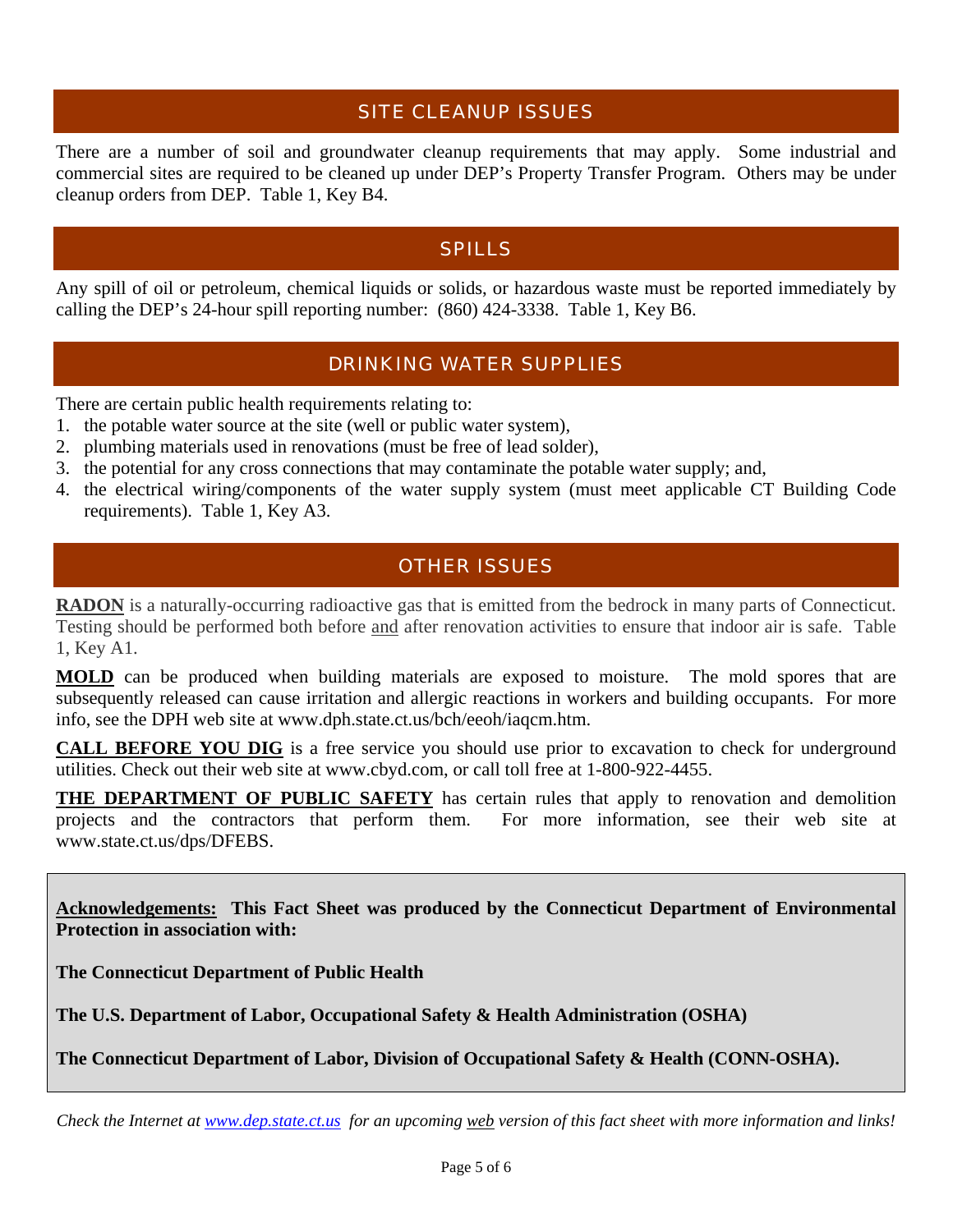## SITE CLEANUP ISSUES

There are a number of soil and groundwater cleanup requirements that may apply. Some industrial and commercial sites are required to be cleaned up under DEP's Property Transfer Program. Others may be under cleanup orders from DEP. Table 1, Key B4.

## SPILLS

Any spill of oil or petroleum, chemical liquids or solids, or hazardous waste must be reported immediately by calling the DEP's 24-hour spill reporting number: (860) 424-3338. Table 1, Key B6.

## DRINKING WATER SUPPLIES

There are certain public health requirements relating to:

1. the potable water source at the site (well or public water system),
2. plumbing materials used in renovations (must be free of lead solder),
3. the potential for any cross connections that may contaminate the potable water supply; and,
4. the electrical wiring/components of the water supply system (must meet applicable CT Building Code requirements). Table 1, Key A3.

## OTHER ISSUES

<u>**RADON**</u> is a naturally-occurring radioactive gas that is emitted from the bedrock in many parts of Connecticut. Testing should be performed both before <u>and</u> after renovation activities to ensure that indoor air is safe. Table 1, Key A1.

<u>**MOLD**</u> can be produced when building materials are exposed to moisture. The mold spores that are subsequently released can cause irritation and allergic reactions in workers and building occupants. For more info, see the DPH web site at www.dph.state.ct.us/bch/eeoh/iaqcm.htm.

<u>**CALL BEFORE YOU DIG**</u> is a free service you should use prior to excavation to check for underground utilities. Check out their web site at www.cbyd.com, or call toll free at 1-800-922-4455.

<u>**THE DEPARTMENT OF PUBLIC SAFETY**</u> has certain rules that apply to renovation and demolition projects and the contractors that perform them. For more information, see their web site at www.state.ct.us/dps/DFEBS.

**<u>Acknowledgements:</u> This Fact Sheet was produced by the Connecticut Department of Environmental Protection in association with:**

**The Connecticut Department of Public Health**

**The U.S. Department of Labor, Occupational Safety & Health Administration (OSHA)**

**The Connecticut Department of Labor, Division of Occupational Safety & Health (CONN-OSHA).**

*Check the Internet at [www.dep.state.ct.us](http://www.dep.state.ct.us) for an upcoming <u>web</u> version of this fact sheet with more information and links!*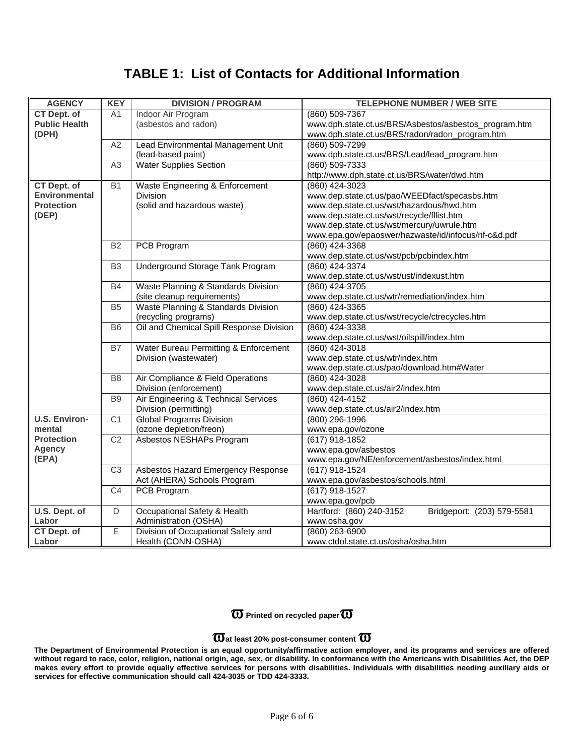# TABLE 1: List of Contacts for Additional Information

| AGENCY | KEY | DIVISION / PROGRAM | TELEPHONE NUMBER / WEB SITE |
|---|---|---|---|
| **CT Dept. of Public Health (DPH)** | A1 | Indoor Air Program (asbestos and radon) | (860) 509-7367 www.dph.state.ct.us/BRS/Asbestos/asbestos_program.htm www.dph.state.ct.us/BRS/radon/radon_program.htm |
| | A2 | Lead Environmental Management Unit (lead-based paint) | (860) 509-7299 www.dph.state.ct.us/BRS/Lead/lead_program.htm |
| | A3 | Water Supplies Section | (860) 509-7333 http://www.dph.state.ct.us/BRS/water/dwd.htm |
| **CT Dept. of Environmental Protection (DEP)** | B1 | Waste Engineering & Enforcement Division (solid and hazardous waste) | (860) 424-3023 www.dep.state.ct.us/pao/WEEDfact/specasbs.htm www.dep.state.ct.us/wst/hazardous/hwd.htm www.dep.state.ct.us/wst/recycle/fllist.htm www.dep.state.ct.us/wst/mercury/uwrule.htm www.epa.gov/epaoswer/hazwaste/id/infocus/rif-c&d.pdf |
| | B2 | PCB Program | (860) 424-3368 www.dep.state.ct.us/wst/pcb/pcbindex.htm |
| | B3 | Underground Storage Tank Program | (860) 424-3374 www.dep.state.ct.us/wst/ust/indexust.htm |
| | B4 | Waste Planning & Standards Division (site cleanup requirements) | (860) 424-3705 www.dep.state.ct.us/wtr/remediation/index.htm |
| | B5 | Waste Planning & Standards Division (recycling programs) | (860) 424-3365 www.dep.state.ct.us/wst/recycle/ctrecycles.htm |
| | B6 | Oil and Chemical Spill Response Division | (860) 424-3338 www.dep.state.ct.us/wst/oilspill/index.htm |
| | B7 | Water Bureau Permitting & Enforcement Division (wastewater) | (860) 424-3018 www.dep.state.ct.us/wtr/index.htm www.dep.state.ct.us/pao/download.htm#Water |
| | B8 | Air Compliance & Field Operations Division (enforcement) | (860) 424-3028 www.dep.state.ct.us/air2/index.htm |
| | B9 | Air Engineering & Technical Services Division (permitting) | (860) 424-4152 www.dep.state.ct.us/air2/index.htm |
| **U.S. Environmental Protection Agency (EPA)** | C1 | Global Programs Division (ozone depletion/freon) | (800) 296-1996 www.epa.gov/ozone |
| | C2 | Asbestos NESHAPs Program | (617) 918-1852 www.epa.gov/asbestos www.epa.gov/NE/enforcement/asbestos/index.html |
| | C3 | Asbestos Hazard Emergency Response Act (AHERA) Schools Program | (617) 918-1524 www.epa.gov/asbestos/schools.html |
| | C4 | PCB Program | (617) 918-1527 www.epa.gov/pcb |
| **U.S. Dept. of Labor** | D | Occupational Safety & Health Administration (OSHA) | Hartford: (860) 240-3152 Bridgeport: (203) 579-5581 www.osha.gov |
| **CT Dept. of Labor** | E | Division of Occupational Safety and Health (CONN-OSHA) | (860) 263-6900 www.ctdol.state.ct.us/osha/osha.htm |

**Printed on recycled paper**

**at least 20% post-consumer content**

**The Department of Environmental Protection is an equal opportunity/affirmative action employer, and its programs and services are offered without regard to race, color, religion, national origin, age, sex, or disability. In conformance with the Americans with Disabilities Act, the DEP makes every effort to provide equally effective services for persons with disabilities. Individuals with disabilities needing auxiliary aids or services for effective communication should call 424-3035 or TDD 424-3333.**